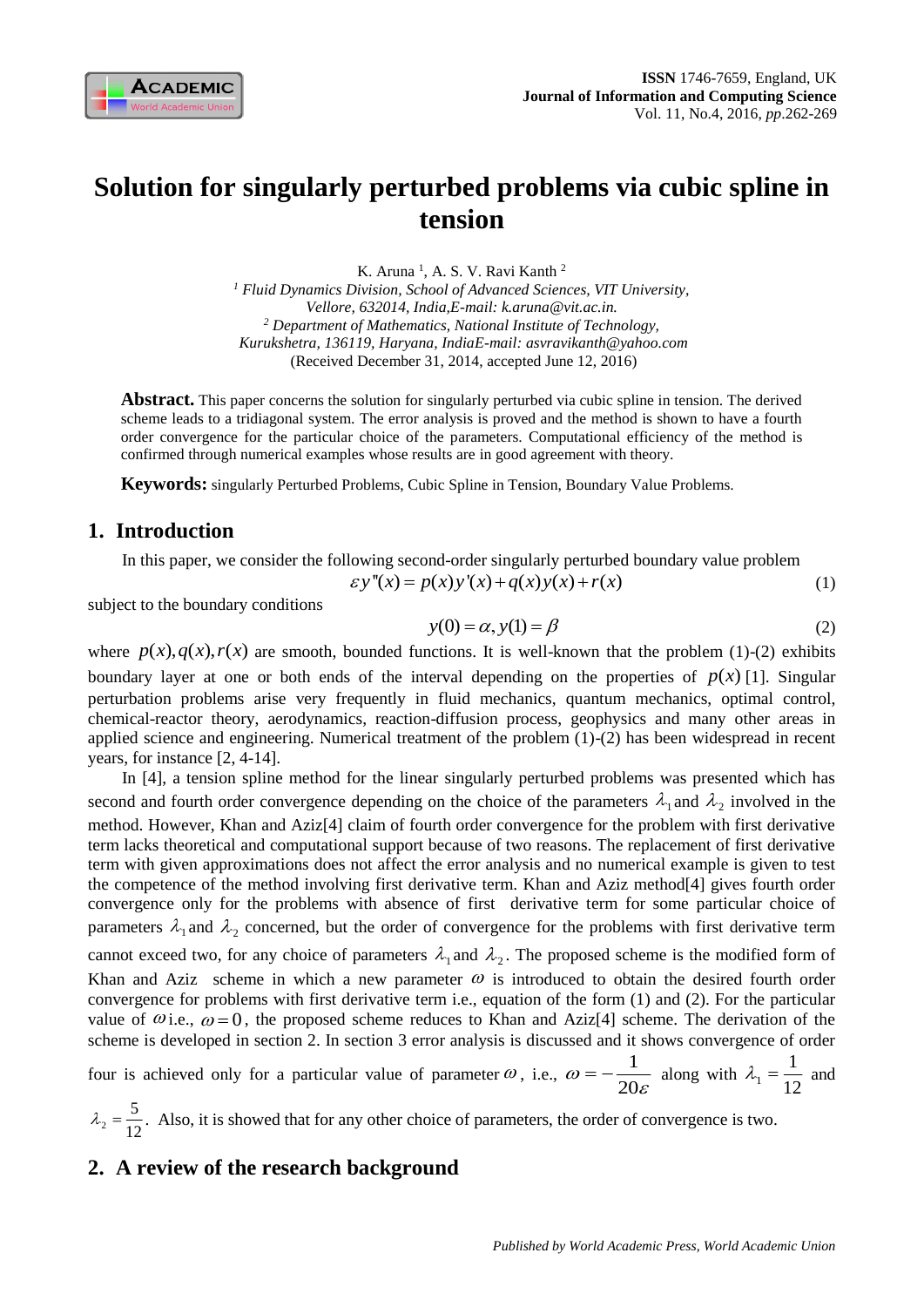# Solution for singularly perturbed problems via cubic spline in tension

K. Aruna [1], A. S. V. Ravi Kanth [2]

[1] *Fluid Dynamics Division, School of Advanced Sciences, VIT University, Vellore, 632014, India, E-mail: k.aruna@vit.ac.in.*

[2] *Department of Mathematics, National Institute of Technology, Kurukshetra, 136119, Haryana, India E-mail: asvravikanth@yahoo.com*

(Received December 31, 2014, accepted June 12, 2016)

**Abstract.** This paper concerns the solution for singularly perturbed via cubic spline in tension. The derived scheme leads to a tridiagonal system. The error analysis is proved and the method is shown to have a fourth order convergence for the particular choice of the parameters. Computational efficiency of the method is confirmed through numerical examples whose results are in good agreement with theory.

**Keywords:** singularly Perturbed Problems, Cubic Spline in Tension, Boundary Value Problems.

## 1. Introduction

In this paper, we consider the following second-order singularly perturbed boundary value problem

$$\varepsilon y''(x) = p(x)y'(x) + q(x)y(x) + r(x) \tag{1}$$

subject to the boundary conditions

$$y(0) = \alpha, y(1) = \beta \tag{2}$$

where $p(x), q(x), r(x)$ are smooth, bounded functions. It is well-known that the problem (1)-(2) exhibits boundary layer at one or both ends of the interval depending on the properties of $p(x)$ [1]. Singular perturbation problems arise very frequently in fluid mechanics, quantum mechanics, optimal control, chemical-reactor theory, aerodynamics, reaction-diffusion process, geophysics and many other areas in applied science and engineering. Numerical treatment of the problem (1)-(2) has been widespread in recent years, for instance [2, 4-14].

In [4], a tension spline method for the linear singularly perturbed problems was presented which has second and fourth order convergence depending on the choice of the parameters $\lambda_1$ and $\lambda_2$ involved in the method. However, Khan and Aziz[4] claim of fourth order convergence for the problem with first derivative term lacks theoretical and computational support because of two reasons. The replacement of first derivative term with given approximations does not affect the error analysis and no numerical example is given to test the competence of the method involving first derivative term. Khan and Aziz method[4] gives fourth order convergence only for the problems with absence of first derivative term for some particular choice of parameters $\lambda_1$ and $\lambda_2$ concerned, but the order of convergence for the problems with first derivative term cannot exceed two, for any choice of parameters $\lambda_1$ and $\lambda_2$. The proposed scheme is the modified form of Khan and Aziz scheme in which a new parameter $\omega$ is introduced to obtain the desired fourth order convergence for problems with first derivative term i.e., equation of the form (1) and (2). For the particular value of $\omega$ i.e., $\omega = 0$, the proposed scheme reduces to Khan and Aziz[4] scheme. The derivation of the scheme is developed in section 2. In section 3 error analysis is discussed and it shows convergence of order four is achieved only for a particular value of parameter $\omega$, i.e., $\omega = -\dfrac{1}{20\varepsilon}$ along with $\lambda_1 = \dfrac{1}{12}$ and $\lambda_2 = \dfrac{5}{12}$. Also, it is showed that for any other choice of parameters, the order of convergence is two.

## 2. A review of the research background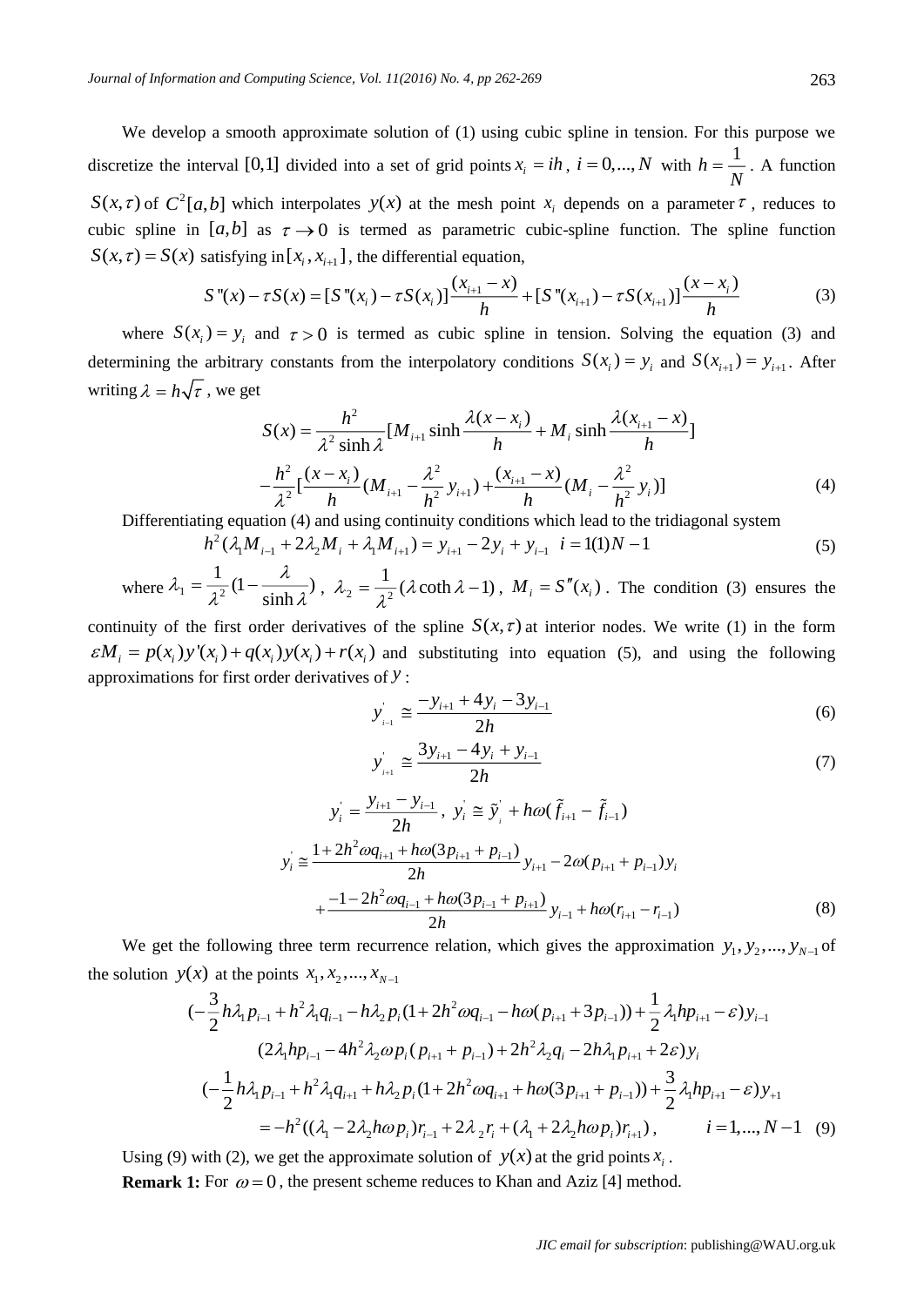We develop a smooth approximate solution of (1) using cubic spline in tension. For this purpose we discretize the interval $[0,1]$ divided into a set of grid points $x_i = ih$, $i = 0,...,N$ with $h = \frac{1}{N}$. A function $S(x,\tau)$ of $C^2[a,b]$ which interpolates $y(x)$ at the mesh point $x_i$ depends on a parameter $\tau$, reduces to cubic spline in $[a,b]$ as $\tau \to 0$ is termed as parametric cubic-spline function. The spline function $S(x,\tau) = S(x)$ satisfying in $[x_i, x_{i+1}]$, the differential equation,

$$S''(x) - \tau S(x) = [S''(x_i) - \tau S(x_i)]\frac{(x_{i+1} - x)}{h} + [S''(x_{i+1}) - \tau S(x_{i+1})]\frac{(x - x_i)}{h} \tag{3}$$

where $S(x_i) = y_i$ and $\tau > 0$ is termed as cubic spline in tension. Solving the equation (3) and determining the arbitrary constants from the interpolatory conditions $S(x_i) = y_i$ and $S(x_{i+1}) = y_{i+1}$. After writing $\lambda = h\sqrt{\tau}$, we get

$$\begin{aligned} S(x) = {} & \frac{h^2}{\lambda^2 \sinh\lambda}[M_{i+1}\sinh\frac{\lambda(x - x_i)}{h} + M_i \sinh\frac{\lambda(x_{i+1} - x)}{h}] \\ & -\frac{h^2}{\lambda^2}[\frac{(x - x_i)}{h}(M_{i+1} - \frac{\lambda^2}{h^2}y_{i+1}) + \frac{(x_{i+1} - x)}{h}(M_i - \frac{\lambda^2}{h^2}y_i)] \end{aligned} \tag{4}$$

Differentiating equation (4) and using continuity conditions which lead to the tridiagonal system

$$h^2(\lambda_1 M_{i-1} + 2\lambda_2 M_i + \lambda_1 M_{i+1}) = y_{i+1} - 2y_i + y_{i-1} \quad i = 1(1)N-1 \tag{5}$$

where $\lambda_1 = \frac{1}{\lambda^2}(1 - \frac{\lambda}{\sinh\lambda})$, $\lambda_2 = \frac{1}{\lambda^2}(\lambda\coth\lambda - 1)$, $M_i = S''(x_i)$. The condition (3) ensures the continuity of the first order derivatives of the spline $S(x,\tau)$ at interior nodes. We write (1) in the form $\varepsilon M_i = p(x_i)y'(x_i) + q(x_i)y(x_i) + r(x_i)$ and substituting into equation (5), and using the following approximations for first order derivatives of $y$:

$$y'_{i-1} \cong \frac{-y_{i+1} + 4y_i - 3y_{i-1}}{2h} \tag{6}$$

$$y'_{i+1} \cong \frac{3y_{i+1} - 4y_i + y_{i-1}}{2h} \tag{7}$$

$$y'_i = \frac{y_{i+1} - y_{i-1}}{2h}, \; y'_i \cong \tilde{y}'_i + h\omega(\tilde{f}_{i+1} - \tilde{f}_{i-1})$$

$$\begin{aligned} y'_i \cong {} & \frac{1 + 2h^2\omega q_{i+1} + h\omega(3p_{i+1} + p_{i-1})}{2h}y_{i+1} - 2\omega(p_{i+1} + p_{i-1})y_i \\ & + \frac{-1 - 2h^2\omega q_{i-1} + h\omega(3p_{i-1} + p_{i+1})}{2h}y_{i-1} + h\omega(r_{i+1} - r_{i-1}) \end{aligned} \tag{8}$$

We get the following three term recurrence relation, which gives the approximation $y_1, y_2, ..., y_{N-1}$ of the solution $y(x)$ at the points $x_1, x_2, ..., x_{N-1}$

$$\begin{aligned} & (-\frac{3}{2}h\lambda_1 p_{i-1} + h^2\lambda_1 q_{i-1} - h\lambda_2 p_i(1 + 2h^2\omega q_{i-1} - h\omega(p_{i+1} + 3p_{i-1})) + \frac{1}{2}\lambda_1 h p_{i+1} - \varepsilon)y_{i-1} \\ & (2\lambda_1 h p_{i-1} - 4h^2\lambda_2\omega p_i(p_{i+1} + p_{i-1}) + 2h^2\lambda_2 q_i - 2h\lambda_1 p_{i+1} + 2\varepsilon)y_i \\ & (-\frac{1}{2}h\lambda_1 p_{i-1} + h^2\lambda_1 q_{i+1} + h\lambda_2 p_i(1 + 2h^2\omega q_{i+1} + h\omega(3p_{i+1} + p_{i-1})) + \frac{3}{2}\lambda_1 h p_{i+1} - \varepsilon)y_{+1} \\ & = -h^2((\lambda_1 - 2\lambda_2 h\omega p_i)r_{i-1} + 2\lambda_2 r_i + (\lambda_1 + 2\lambda_2 h\omega p_i)r_{i+1}), \qquad i = 1,...,N-1 \end{aligned} \tag{9}$$

Using (9) with (2), we get the approximate solution of $y(x)$ at the grid points $x_i$.

**Remark 1:** For $\omega = 0$, the present scheme reduces to Khan and Aziz [4] method.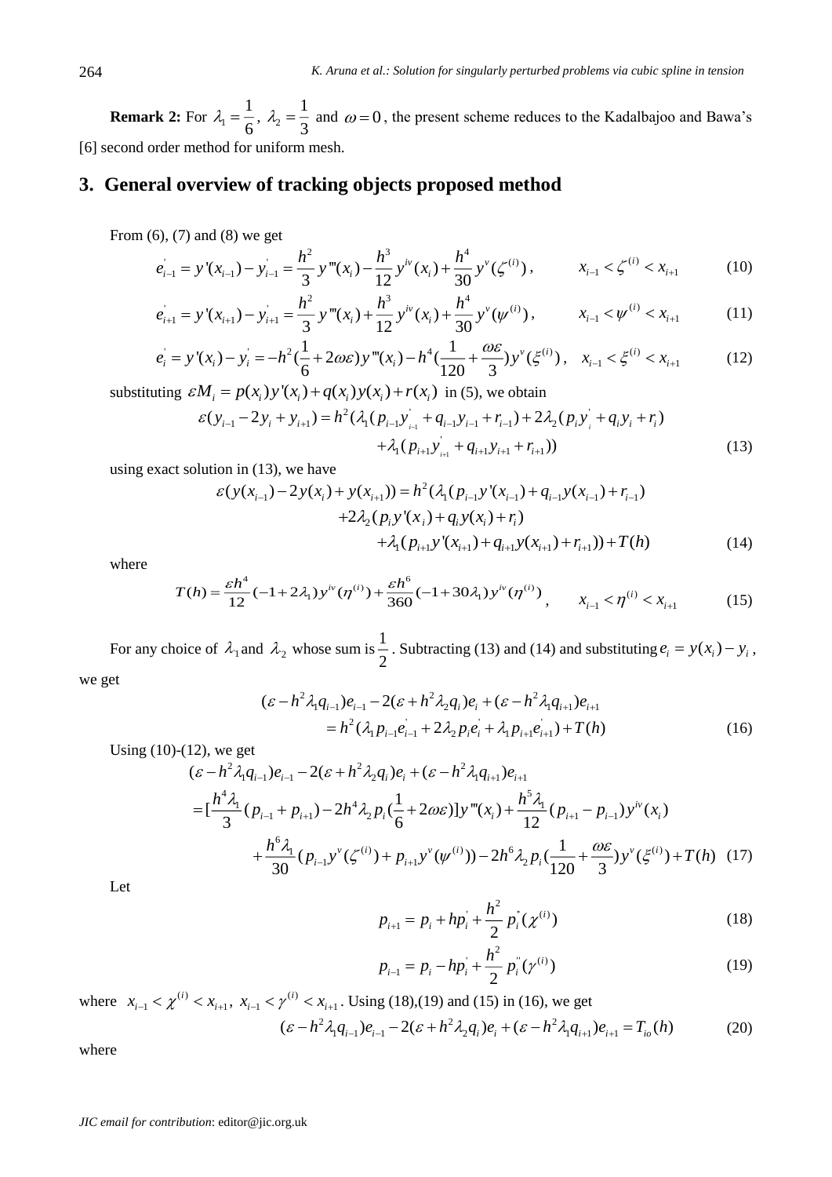**Remark 2:** For $\lambda_1 = \dfrac{1}{6}$, $\lambda_2 = \dfrac{1}{3}$ and $\omega = 0$, the present scheme reduces to the Kadalbajoo and Bawa's [6] second order method for uniform mesh.

## 3. General overview of tracking objects proposed method

From (6), (7) and (8) we get

$$e'_{i-1} = y'(x_{i-1}) - y'_{i-1} = \frac{h^2}{3} y'''(x_i) - \frac{h^3}{12} y^{iv}(x_i) + \frac{h^4}{30} y^{v}(\zeta^{(i)}), \qquad x_{i-1} < \zeta^{(i)} < x_{i+1} \tag{10}$$

$$e'_{i+1} = y'(x_{i+1}) - y'_{i+1} = \frac{h^2}{3} y'''(x_i) + \frac{h^3}{12} y^{iv}(x_i) + \frac{h^4}{30} y^{v}(\psi^{(i)}), \qquad x_{i-1} < \psi^{(i)} < x_{i+1} \tag{11}$$

$$e'_{i} = y'(x_{i}) - y'_{i} = -h^2 \left(\frac{1}{6} + 2\omega\varepsilon\right) y'''(x_i) - h^4 \left(\frac{1}{120} + \frac{\omega\varepsilon}{3}\right) y^{v}(\xi^{(i)}), \quad x_{i-1} < \xi^{(i)} < x_{i+1} \tag{12}$$

substituting $\varepsilon M_i = p(x_i) y'(x_i) + q(x_i) y(x_i) + r(x_i)$ in (5), we obtain

$$\begin{aligned}\varepsilon(y_{i-1} - 2y_i + y_{i+1}) = h^2 (&\lambda_1 (p_{i-1} y'_{i-1} + q_{i-1} y_{i-1} + r_{i-1}) + 2\lambda_2 (p_i y'_i + q_i y_i + r_i) \\ &+ \lambda_1 (p_{i+1} y'_{i+1} + q_{i+1} y_{i+1} + r_{i+1}))\end{aligned} \tag{13}$$

using exact solution in (13), we have

$$\begin{aligned}\varepsilon(y(x_{i-1}) - 2y(x_i) + y(x_{i+1})) = h^2 (&\lambda_1 (p_{i-1} y'(x_{i-1}) + q_{i-1} y(x_{i-1}) + r_{i-1}) \\ &+ 2\lambda_2 (p_i y'(x_i) + q_i y(x_i) + r_i) \\ &+ \lambda_1 (p_{i+1} y'(x_{i+1}) + q_{i+1} y(x_{i+1}) + r_{i+1})) + T(h)\end{aligned} \tag{14}$$

where

$$T(h) = \frac{\varepsilon h^4}{12}(-1 + 2\lambda_1) y^{iv}(\eta^{(i)}) + \frac{\varepsilon h^6}{360}(-1 + 30\lambda_1) y^{iv}(\eta^{(i)}), \qquad x_{i-1} < \eta^{(i)} < x_{i+1} \tag{15}$$

For any choice of $\lambda_1$ and $\lambda_2$ whose sum is $\dfrac{1}{2}$. Subtracting (13) and (14) and substituting $e_i = y(x_i) - y_i$, we get

$$\begin{aligned}(\varepsilon - h^2 \lambda_1 q_{i-1}) e_{i-1} - 2(\varepsilon + h^2 \lambda_2 q_i) e_i + (\varepsilon - h^2 \lambda_1 q_{i+1}) e_{i+1} \\ = h^2 (\lambda_1 p_{i-1} e'_{i-1} + 2\lambda_2 p_i e'_i + \lambda_1 p_{i+1} e'_{i+1}) + T(h)\end{aligned} \tag{16}$$

Using (10)-(12), we get

$$\begin{aligned}&(\varepsilon - h^2 \lambda_1 q_{i-1}) e_{i-1} - 2(\varepsilon + h^2 \lambda_2 q_i) e_i + (\varepsilon - h^2 \lambda_1 q_{i+1}) e_{i+1} \\ &= \left[\frac{h^4 \lambda_1}{3}(p_{i-1} + p_{i+1}) - 2h^4 \lambda_2 p_i \left(\frac{1}{6} + 2\omega\varepsilon\right)\right] y'''(x_i) + \frac{h^5 \lambda_1}{12}(p_{i+1} - p_{i-1}) y^{iv}(x_i) \\ &\quad + \frac{h^6 \lambda_1}{30}(p_{i-1} y^{v}(\zeta^{(i)}) + p_{i+1} y^{v}(\psi^{(i)})) - 2h^6 \lambda_2 p_i \left(\frac{1}{120} + \frac{\omega\varepsilon}{3}\right) y^{v}(\xi^{(i)}) + T(h)\end{aligned} \tag{17}$$

Let

$$p_{i+1} = p_i + h p'_i + \frac{h^2}{2} p''_i(\chi^{(i)}) \tag{18}$$

$$p_{i-1} = p_i - h p'_i + \frac{h^2}{2} p''_i(\gamma^{(i)}) \tag{19}$$

where $x_{i-1} < \chi^{(i)} < x_{i+1}$, $x_{i-1} < \gamma^{(i)} < x_{i+1}$. Using (18),(19) and (15) in (16), we get

$$(\varepsilon - h^2 \lambda_1 q_{i-1}) e_{i-1} - 2(\varepsilon + h^2 \lambda_2 q_i) e_i + (\varepsilon - h^2 \lambda_1 q_{i+1}) e_{i+1} = T_{io}(h) \tag{20}$$

where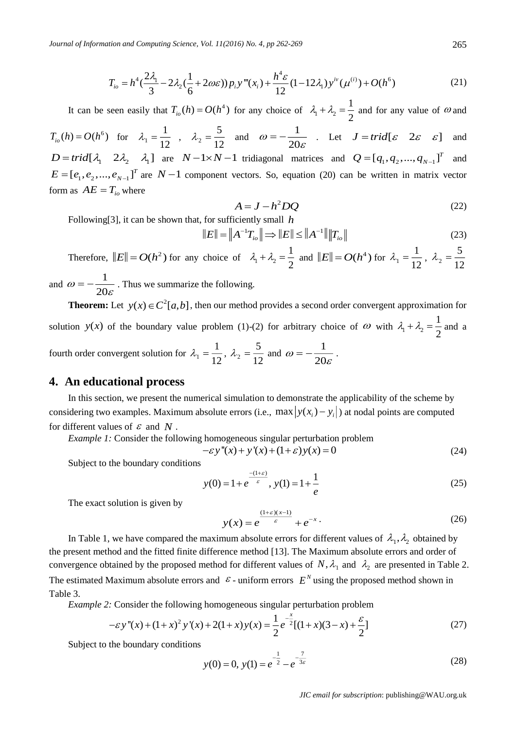$$T_{io} = h^4(\frac{2\lambda_1}{3} - 2\lambda_2(\frac{1}{6} + 2\omega\varepsilon))p_i y'''(x_i) + \frac{h^4\varepsilon}{12}(1-12\lambda_1)y^{iv}(\mu^{(i)}) + O(h^6) \tag{21}$$

It can be seen easily that $T_{io}(h) = O(h^4)$ for any choice of $\lambda_1 + \lambda_2 = \frac{1}{2}$ and for any value of $\omega$ and $T_{io}(h) = O(h^6)$ for $\lambda_1 = \frac{1}{12}$, $\lambda_2 = \frac{5}{12}$ and $\omega = -\frac{1}{20\varepsilon}$. Let $J = trid[\varepsilon \quad 2\varepsilon \quad \varepsilon]$ and $D = trid[\lambda_1 \quad 2\lambda_2 \quad \lambda_1]$ are $N-1 \times N-1$ tridiagonal matrices and $Q = [q_1, q_2, ..., q_{N-1}]^T$ and $E = [e_1, e_2, ..., e_{N-1}]^T$ are $N-1$ component vectors. So, equation (20) can be written in matrix vector form as $AE = T_{io}$ where

$$A = J - h^2 DQ \tag{22}$$

Following[3], it can be shown that, for sufficiently small $h$

$$\|E\| = \|A^{-1}T_{io}\| \Rightarrow \|E\| \le \|A^{-1}\|\|T_{io}\| \tag{23}$$

Therefore, $\|E\| = O(h^2)$ for any choice of $\lambda_1 + \lambda_2 = \frac{1}{2}$ and $\|E\| = O(h^4)$ for $\lambda_1 = \frac{1}{12}$, $\lambda_2 = \frac{5}{12}$ and $\omega = -\frac{1}{20\varepsilon}$. Thus we summarize the following.

**Theorem:** Let $y(x) \in C^2[a,b]$, then our method provides a second order convergent approximation for solution $y(x)$ of the boundary value problem (1)-(2) for arbitrary choice of $\omega$ with $\lambda_1 + \lambda_2 = \frac{1}{2}$ and a fourth order convergent solution for $\lambda_1 = \frac{1}{12}$, $\lambda_2 = \frac{5}{12}$ and $\omega = -\frac{1}{20\varepsilon}$.

## 4. An educational process

In this section, we present the numerical simulation to demonstrate the applicability of the scheme by considering two examples. Maximum absolute errors (i.e., $\max|y(x_i) - y_i|$) at nodal points are computed for different values of $\varepsilon$ and $N$.

*Example 1:* Consider the following homogeneous singular perturbation problem

$$-\varepsilon y''(x) + y'(x) + (1+\varepsilon)y(x) = 0 \tag{24}$$

Subject to the boundary conditions

$$y(0) = 1 + e^{\frac{-(1+\varepsilon)}{\varepsilon}}, \; y(1) = 1 + \frac{1}{e} \tag{25}$$

The exact solution is given by

$$y(x) = e^{\frac{(1+\varepsilon)(x-1)}{\varepsilon}} + e^{-x}. \tag{26}$$

In Table 1, we have compared the maximum absolute errors for different values of $\lambda_1, \lambda_2$ obtained by the present method and the fitted finite difference method [13]. The Maximum absolute errors and order of convergence obtained by the proposed method for different values of $N, \lambda_1$ and $\lambda_2$ are presented in Table 2. The estimated Maximum absolute errors and $\varepsilon$ - uniform errors $E^N$ using the proposed method shown in Table 3.

*Example 2:* Consider the following homogeneous singular perturbation problem

$$-\varepsilon y''(x) + (1+x)^2 y'(x) + 2(1+x)y(x) = \frac{1}{2}e^{-\frac{x}{2}}[(1+x)(3-x) + \frac{\varepsilon}{2}] \tag{27}$$

Subject to the boundary conditions

$$y(0) = 0, \; y(1) = e^{-\frac{1}{2}} - e^{-\frac{7}{3\varepsilon}} \tag{28}$$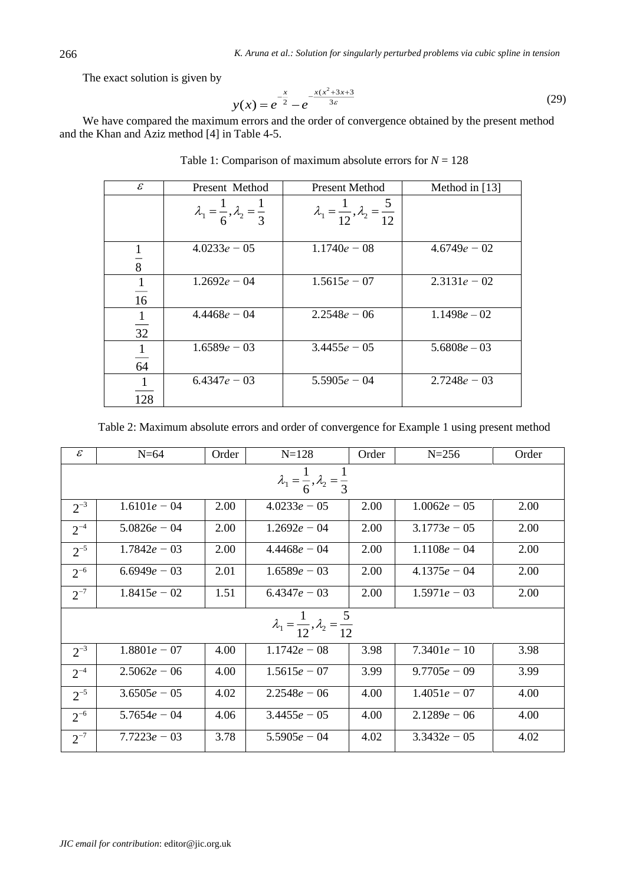The exact solution is given by

$$y(x) = e^{-\frac{x}{2}} - e^{-\frac{x(x^2+3x+3)}{3\varepsilon}} \tag{29}$$

We have compared the maximum errors and the order of convergence obtained by the present method and the Khan and Aziz method [4] in Table 4-5.

Table 1: Comparison of maximum absolute errors for $N = 128$

| $\varepsilon$ | Present Method | Present Method | Method in [13] |
|---|---|---|---|
| | $\lambda_1 = \frac{1}{6}, \lambda_2 = \frac{1}{3}$ | $\lambda_1 = \frac{1}{12}, \lambda_2 = \frac{5}{12}$ | |
| $\frac{1}{8}$ | $4.0233e-05$ | $1.1740e-08$ | $4.6749e-02$ |
| $\frac{1}{16}$ | $1.2692e-04$ | $1.5615e-07$ | $2.3131e-02$ |
| $\frac{1}{32}$ | $4.4468e-04$ | $2.2548e-06$ | $1.1498e-02$ |
| $\frac{1}{64}$ | $1.6589e-03$ | $3.4455e-05$ | $5.6808e-03$ |
| $\frac{1}{128}$ | $6.4347e-03$ | $5.5905e-04$ | $2.7248e-03$ |

Table 2: Maximum absolute errors and order of convergence for Example 1 using present method

| $\varepsilon$ | N=64 | Order | N=128 | Order | N=256 | Order |
|---|---|---|---|---|---|---|
| | | | $\lambda_1 = \frac{1}{6}, \lambda_2 = \frac{1}{3}$ | | | |
| $2^{-3}$ | $1.6101e-04$ | 2.00 | $4.0233e-05$ | 2.00 | $1.0062e-05$ | 2.00 |
| $2^{-4}$ | $5.0826e-04$ | 2.00 | $1.2692e-04$ | 2.00 | $3.1773e-05$ | 2.00 |
| $2^{-5}$ | $1.7842e-03$ | 2.00 | $4.4468e-04$ | 2.00 | $1.1108e-04$ | 2.00 |
| $2^{-6}$ | $6.6949e-03$ | 2.01 | $1.6589e-03$ | 2.00 | $4.1375e-04$ | 2.00 |
| $2^{-7}$ | $1.8415e-02$ | 1.51 | $6.4347e-03$ | 2.00 | $1.5971e-03$ | 2.00 |
| | | | $\lambda_1 = \frac{1}{12}, \lambda_2 = \frac{5}{12}$ | | | |
| $2^{-3}$ | $1.8801e-07$ | 4.00 | $1.1742e-08$ | 3.98 | $7.3401e-10$ | 3.98 |
| $2^{-4}$ | $2.5062e-06$ | 4.00 | $1.5615e-07$ | 3.99 | $9.7705e-09$ | 3.99 |
| $2^{-5}$ | $3.6505e-05$ | 4.02 | $2.2548e-06$ | 4.00 | $1.4051e-07$ | 4.00 |
| $2^{-6}$ | $5.7654e-04$ | 4.06 | $3.4455e-05$ | 4.00 | $2.1289e-06$ | 4.00 |
| $2^{-7}$ | $7.7223e-03$ | 3.78 | $5.5905e-04$ | 4.02 | $3.3432e-05$ | 4.02 |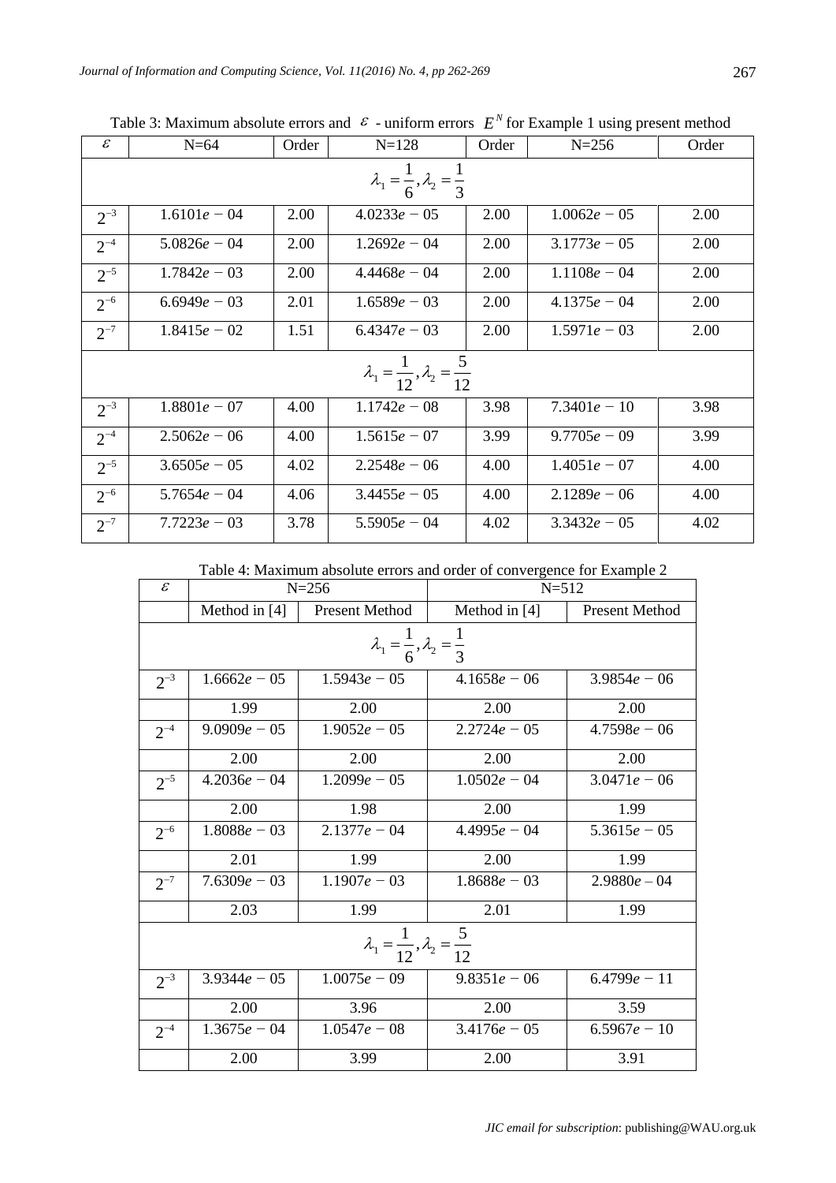Table 3: Maximum absolute errors and $\varepsilon$ - uniform errors $E^N$ for Example 1 using present method

| $\varepsilon$ | N=64 | Order | N=128 | Order | N=256 | Order |
|---|---|---|---|---|---|---|
| $\lambda_1 = \frac{1}{6}, \lambda_2 = \frac{1}{3}$ | | | | | | |
| $2^{-3}$ | $1.6101e-04$ | 2.00 | $4.0233e-05$ | 2.00 | $1.0062e-05$ | 2.00 |
| $2^{-4}$ | $5.0826e-04$ | 2.00 | $1.2692e-04$ | 2.00 | $3.1773e-05$ | 2.00 |
| $2^{-5}$ | $1.7842e-03$ | 2.00 | $4.4468e-04$ | 2.00 | $1.1108e-04$ | 2.00 |
| $2^{-6}$ | $6.6949e-03$ | 2.01 | $1.6589e-03$ | 2.00 | $4.1375e-04$ | 2.00 |
| $2^{-7}$ | $1.8415e-02$ | 1.51 | $6.4347e-03$ | 2.00 | $1.5971e-03$ | 2.00 |
| $\lambda_1 = \frac{1}{12}, \lambda_2 = \frac{5}{12}$ | | | | | | |
| $2^{-3}$ | $1.8801e-07$ | 4.00 | $1.1742e-08$ | 3.98 | $7.3401e-10$ | 3.98 |
| $2^{-4}$ | $2.5062e-06$ | 4.00 | $1.5615e-07$ | 3.99 | $9.7705e-09$ | 3.99 |
| $2^{-5}$ | $3.6505e-05$ | 4.02 | $2.2548e-06$ | 4.00 | $1.4051e-07$ | 4.00 |
| $2^{-6}$ | $5.7654e-04$ | 4.06 | $3.4455e-05$ | 4.00 | $2.1289e-06$ | 4.00 |
| $2^{-7}$ | $7.7223e-03$ | 3.78 | $5.5905e-04$ | 4.02 | $3.3432e-05$ | 4.02 |

Table 4: Maximum absolute errors and order of convergence for Example 2

| $\varepsilon$ | N=256 | | N=512 | |
|---|---|---|---|---|
| | Method in [4] | Present Method | Method in [4] | Present Method |
| $\lambda_1 = \frac{1}{6}, \lambda_2 = \frac{1}{3}$ | | | | |
| $2^{-3}$ | $1.6662e-05$ | $1.5943e-05$ | $4.1658e-06$ | $3.9854e-06$ |
| | 1.99 | 2.00 | 2.00 | 2.00 |
| $2^{-4}$ | $9.0909e-05$ | $1.9052e-05$ | $2.2724e-05$ | $4.7598e-06$ |
| | 2.00 | 2.00 | 2.00 | 2.00 |
| $2^{-5}$ | $4.2036e-04$ | $1.2099e-05$ | $1.0502e-04$ | $3.0471e-06$ |
| | 2.00 | 1.98 | 2.00 | 1.99 |
| $2^{-6}$ | $1.8088e-03$ | $2.1377e-04$ | $4.4995e-04$ | $5.3615e-05$ |
| | 2.01 | 1.99 | 2.00 | 1.99 |
| $2^{-7}$ | $7.6309e-03$ | $1.1907e-03$ | $1.8688e-03$ | $2.9880e-04$ |
| | 2.03 | 1.99 | 2.01 | 1.99 |
| $\lambda_1 = \frac{1}{12}, \lambda_2 = \frac{5}{12}$ | | | | |
| $2^{-3}$ | $3.9344e-05$ | $1.0075e-09$ | $9.8351e-06$ | $6.4799e-11$ |
| | 2.00 | 3.96 | 2.00 | 3.59 |
| $2^{-4}$ | $1.3675e-04$ | $1.0547e-08$ | $3.4176e-05$ | $6.5967e-10$ |
| | 2.00 | 3.99 | 2.00 | 3.91 |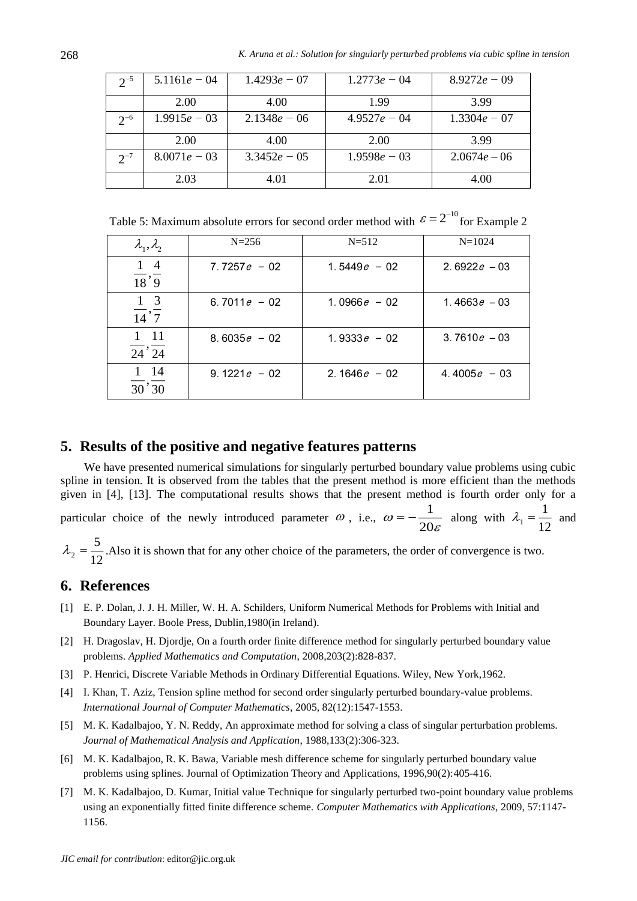| $2^{-5}$ | $5.1161e-04$ | $1.4293e-07$ | $1.2773e-04$ | $8.9272e-09$ |
|---|---|---|---|---|
| | 2.00 | 4.00 | 1.99 | 3.99 |
| $2^{-6}$ | $1.9915e-03$ | $2.1348e-06$ | $4.9527e-04$ | $1.3304e-07$ |
| | 2.00 | 4.00 | 2.00 | 3.99 |
| $2^{-7}$ | $8.0071e-03$ | $3.3452e-05$ | $1.9598e-03$ | $2.0674e-06$ |
| | 2.03 | 4.01 | 2.01 | 4.00 |

Table 5: Maximum absolute errors for second order method with $\varepsilon = 2^{-10}$ for Example 2

| $\lambda_1, \lambda_2$ | N=256 | N=512 | N=1024 |
|---|---|---|---|
| $\frac{1}{18}, \frac{4}{9}$ | $7.7257e-02$ | $1.5449e-02$ | $2.6922e-03$ |
| $\frac{1}{14}, \frac{3}{7}$ | $6.7011e-02$ | $1.0966e-02$ | $1.4663e-03$ |
| $\frac{1}{24}, \frac{11}{24}$ | $8.6035e-02$ | $1.9333e-02$ | $3.7610e-03$ |
| $\frac{1}{30}, \frac{14}{30}$ | $9.1221e-02$ | $2.1646e-02$ | $4.4005e-03$ |

## 5. Results of the positive and negative features patterns

We have presented numerical simulations for singularly perturbed boundary value problems using cubic spline in tension. It is observed from the tables that the present method is more efficient than the methods given in [4], [13]. The computational results shows that the present method is fourth order only for a particular choice of the newly introduced parameter $\omega$, i.e., $\omega = -\frac{1}{20\varepsilon}$ along with $\lambda_1 = \frac{1}{12}$ and $\lambda_2 = \frac{5}{12}$.Also it is shown that for any other choice of the parameters, the order of convergence is two.

## 6. References

[1] E. P. Dolan, J. J. H. Miller, W. H. A. Schilders, Uniform Numerical Methods for Problems with Initial and Boundary Layer. Boole Press, Dublin,1980(in Ireland).

[2] H. Dragoslav, H. Djordje, On a fourth order finite difference method for singularly perturbed boundary value problems. *Applied Mathematics and Computation*, 2008,203(2):828-837.

[3] P. Henrici, Discrete Variable Methods in Ordinary Differential Equations. Wiley, New York,1962.

[4] I. Khan, T. Aziz, Tension spline method for second order singularly perturbed boundary-value problems. *International Journal of Computer Mathematics*, 2005, 82(12):1547-1553.

[5] M. K. Kadalbajoo, Y. N. Reddy, An approximate method for solving a class of singular perturbation problems. *Journal of Mathematical Analysis and Application*, 1988,133(2):306-323.

[6] M. K. Kadalbajoo, R. K. Bawa, Variable mesh difference scheme for singularly perturbed boundary value problems using splines. Journal of Optimization Theory and Applications, 1996,90(2):405-416.

[7] M. K. Kadalbajoo, D. Kumar, Initial value Technique for singularly perturbed two-point boundary value problems using an exponentially fitted finite difference scheme. *Computer Mathematics with Applications*, 2009, 57:1147-1156.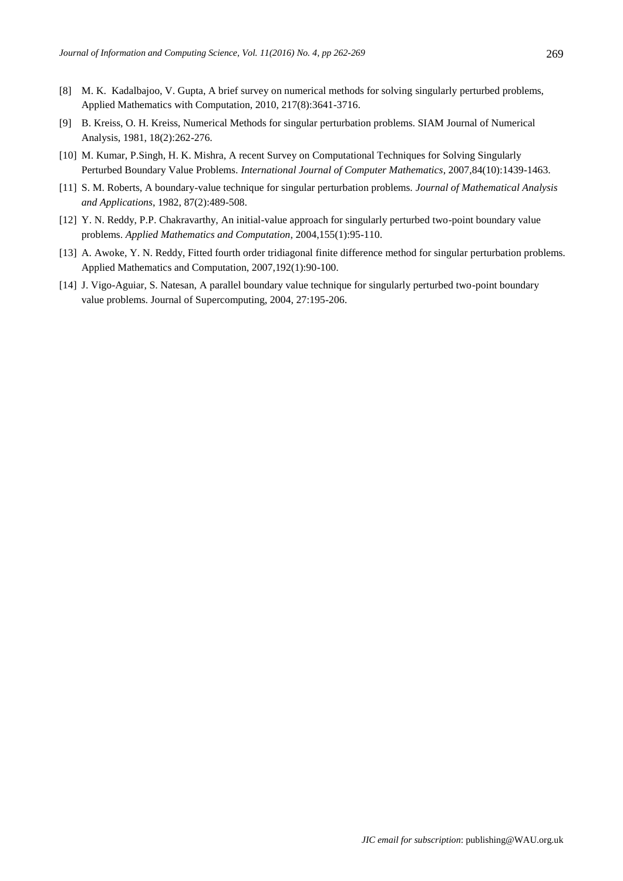[8] M. K. Kadalbajoo, V. Gupta, A brief survey on numerical methods for solving singularly perturbed problems, Applied Mathematics with Computation, 2010, 217(8):3641-3716.

[9] B. Kreiss, O. H. Kreiss, Numerical Methods for singular perturbation problems. SIAM Journal of Numerical Analysis, 1981, 18(2):262-276.

[10] M. Kumar, P.Singh, H. K. Mishra, A recent Survey on Computational Techniques for Solving Singularly Perturbed Boundary Value Problems. *International Journal of Computer Mathematics*, 2007,84(10):1439-1463.

[11] S. M. Roberts, A boundary-value technique for singular perturbation problems. *Journal of Mathematical Analysis and Applications*, 1982, 87(2):489-508.

[12] Y. N. Reddy, P.P. Chakravarthy, An initial-value approach for singularly perturbed two-point boundary value problems. *Applied Mathematics and Computation*, 2004,155(1):95-110.

[13] A. Awoke, Y. N. Reddy, Fitted fourth order tridiagonal finite difference method for singular perturbation problems. Applied Mathematics and Computation, 2007,192(1):90-100.

[14] J. Vigo-Aguiar, S. Natesan, A parallel boundary value technique for singularly perturbed two-point boundary value problems. Journal of Supercomputing, 2004, 27:195-206.